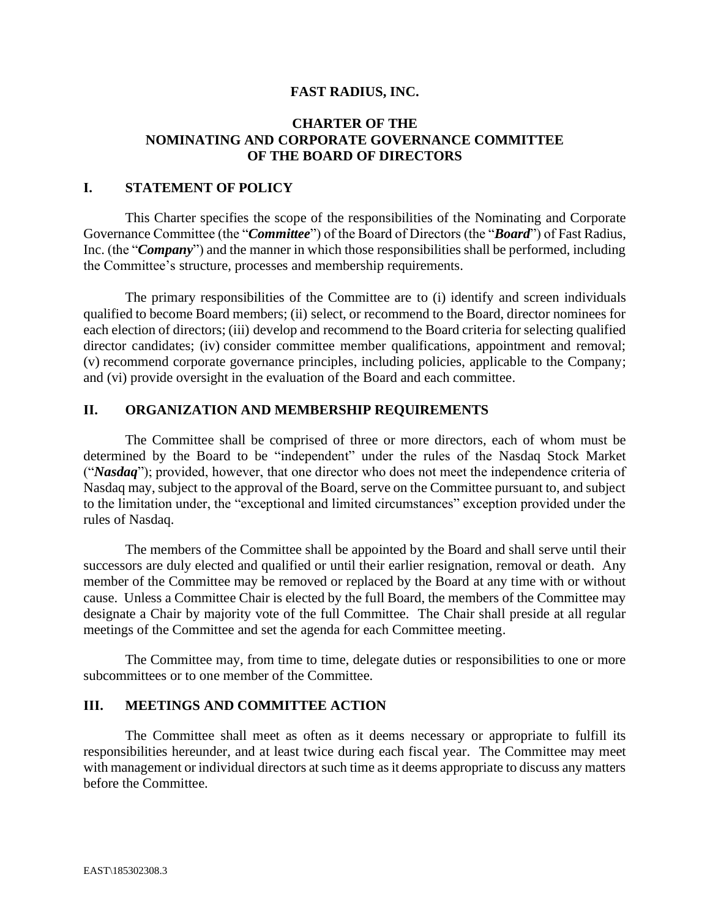# FAST RADIUS, INC.

## CHARTER OF THE NOMINATING AND CORPORATE GOVERNANCE COMMITTEE OF THE BOARD OF DIRECTORS

### I. STATEMENT OF POLICY

This Charter specifies the scope of the responsibilities of the Nominating and Corporate Governance Committee (the "***Committee***") of the Board of Directors (the "***Board***") of Fast Radius, Inc. (the "***Company***") and the manner in which those responsibilities shall be performed, including the Committee's structure, processes and membership requirements.

The primary responsibilities of the Committee are to (i) identify and screen individuals qualified to become Board members; (ii) select, or recommend to the Board, director nominees for each election of directors; (iii) develop and recommend to the Board criteria for selecting qualified director candidates; (iv) consider committee member qualifications, appointment and removal; (v) recommend corporate governance principles, including policies, applicable to the Company; and (vi) provide oversight in the evaluation of the Board and each committee.

### II. ORGANIZATION AND MEMBERSHIP REQUIREMENTS

The Committee shall be comprised of three or more directors, each of whom must be determined by the Board to be "independent" under the rules of the Nasdaq Stock Market ("***Nasdaq***"); provided, however, that one director who does not meet the independence criteria of Nasdaq may, subject to the approval of the Board, serve on the Committee pursuant to, and subject to the limitation under, the "exceptional and limited circumstances" exception provided under the rules of Nasdaq.

The members of the Committee shall be appointed by the Board and shall serve until their successors are duly elected and qualified or until their earlier resignation, removal or death. Any member of the Committee may be removed or replaced by the Board at any time with or without cause. Unless a Committee Chair is elected by the full Board, the members of the Committee may designate a Chair by majority vote of the full Committee. The Chair shall preside at all regular meetings of the Committee and set the agenda for each Committee meeting.

The Committee may, from time to time, delegate duties or responsibilities to one or more subcommittees or to one member of the Committee.

### III. MEETINGS AND COMMITTEE ACTION

The Committee shall meet as often as it deems necessary or appropriate to fulfill its responsibilities hereunder, and at least twice during each fiscal year. The Committee may meet with management or individual directors at such time as it deems appropriate to discuss any matters before the Committee.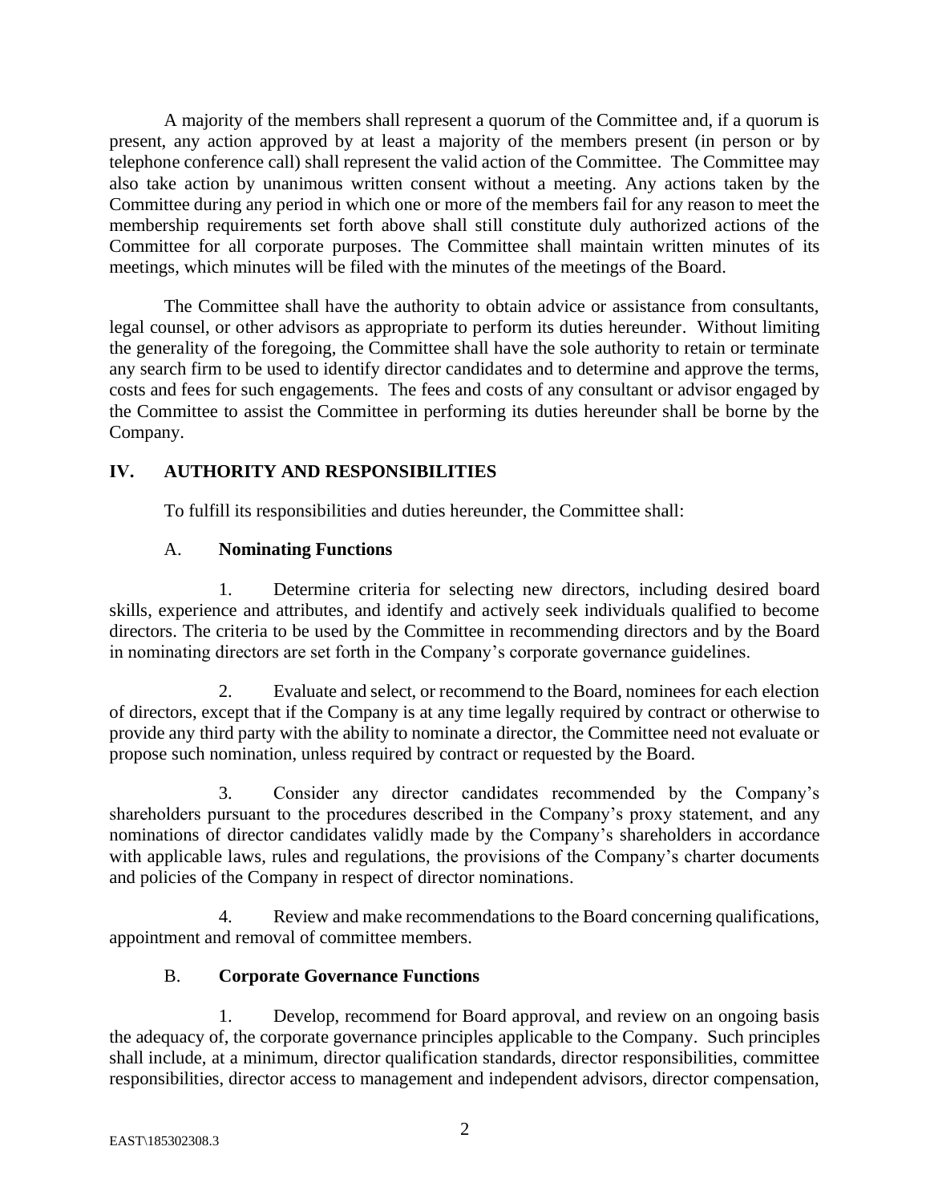A majority of the members shall represent a quorum of the Committee and, if a quorum is present, any action approved by at least a majority of the members present (in person or by telephone conference call) shall represent the valid action of the Committee. The Committee may also take action by unanimous written consent without a meeting. Any actions taken by the Committee during any period in which one or more of the members fail for any reason to meet the membership requirements set forth above shall still constitute duly authorized actions of the Committee for all corporate purposes. The Committee shall maintain written minutes of its meetings, which minutes will be filed with the minutes of the meetings of the Board.

The Committee shall have the authority to obtain advice or assistance from consultants, legal counsel, or other advisors as appropriate to perform its duties hereunder. Without limiting the generality of the foregoing, the Committee shall have the sole authority to retain or terminate any search firm to be used to identify director candidates and to determine and approve the terms, costs and fees for such engagements. The fees and costs of any consultant or advisor engaged by the Committee to assist the Committee in performing its duties hereunder shall be borne by the Company.

## IV. AUTHORITY AND RESPONSIBILITIES

To fulfill its responsibilities and duties hereunder, the Committee shall:

### A. Nominating Functions

1. Determine criteria for selecting new directors, including desired board skills, experience and attributes, and identify and actively seek individuals qualified to become directors. The criteria to be used by the Committee in recommending directors and by the Board in nominating directors are set forth in the Company's corporate governance guidelines.

2. Evaluate and select, or recommend to the Board, nominees for each election of directors, except that if the Company is at any time legally required by contract or otherwise to provide any third party with the ability to nominate a director, the Committee need not evaluate or propose such nomination, unless required by contract or requested by the Board.

3. Consider any director candidates recommended by the Company's shareholders pursuant to the procedures described in the Company's proxy statement, and any nominations of director candidates validly made by the Company's shareholders in accordance with applicable laws, rules and regulations, the provisions of the Company's charter documents and policies of the Company in respect of director nominations.

4. Review and make recommendations to the Board concerning qualifications, appointment and removal of committee members.

### B. Corporate Governance Functions

1. Develop, recommend for Board approval, and review on an ongoing basis the adequacy of, the corporate governance principles applicable to the Company. Such principles shall include, at a minimum, director qualification standards, director responsibilities, committee responsibilities, director access to management and independent advisors, director compensation,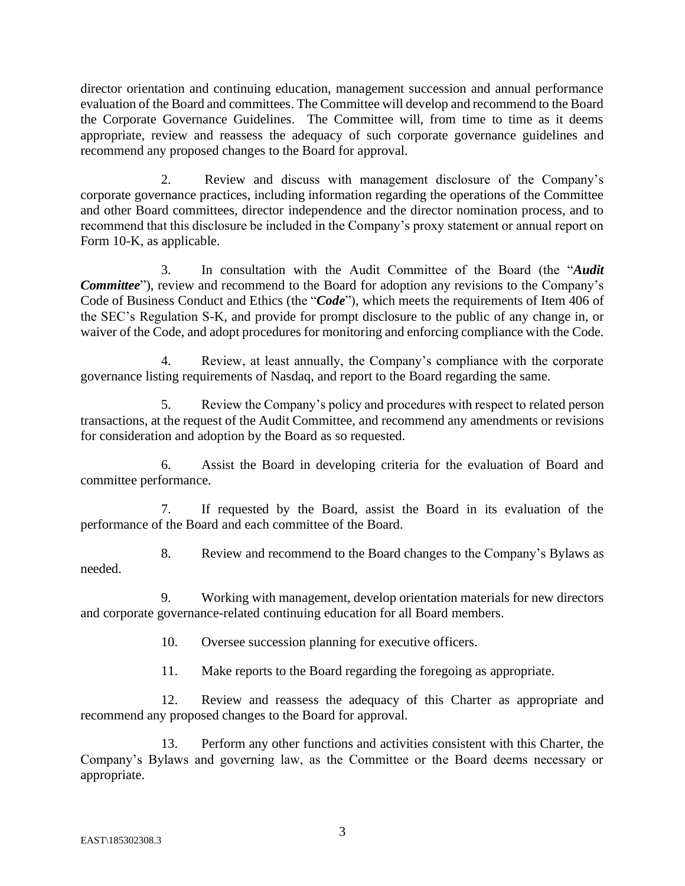director orientation and continuing education, management succession and annual performance evaluation of the Board and committees. The Committee will develop and recommend to the Board the Corporate Governance Guidelines. The Committee will, from time to time as it deems appropriate, review and reassess the adequacy of such corporate governance guidelines and recommend any proposed changes to the Board for approval.

2. Review and discuss with management disclosure of the Company's corporate governance practices, including information regarding the operations of the Committee and other Board committees, director independence and the director nomination process, and to recommend that this disclosure be included in the Company's proxy statement or annual report on Form 10-K, as applicable.

3. In consultation with the Audit Committee of the Board (the "***Audit Committee***"), review and recommend to the Board for adoption any revisions to the Company's Code of Business Conduct and Ethics (the "***Code***"), which meets the requirements of Item 406 of the SEC's Regulation S-K, and provide for prompt disclosure to the public of any change in, or waiver of the Code, and adopt procedures for monitoring and enforcing compliance with the Code.

4. Review, at least annually, the Company's compliance with the corporate governance listing requirements of Nasdaq, and report to the Board regarding the same.

5. Review the Company's policy and procedures with respect to related person transactions, at the request of the Audit Committee, and recommend any amendments or revisions for consideration and adoption by the Board as so requested.

6. Assist the Board in developing criteria for the evaluation of Board and committee performance.

7. If requested by the Board, assist the Board in its evaluation of the performance of the Board and each committee of the Board.

8. Review and recommend to the Board changes to the Company's Bylaws as needed.

9. Working with management, develop orientation materials for new directors and corporate governance-related continuing education for all Board members.

10. Oversee succession planning for executive officers.

11. Make reports to the Board regarding the foregoing as appropriate.

12. Review and reassess the adequacy of this Charter as appropriate and recommend any proposed changes to the Board for approval.

13. Perform any other functions and activities consistent with this Charter, the Company's Bylaws and governing law, as the Committee or the Board deems necessary or appropriate.

EAST\185302308.3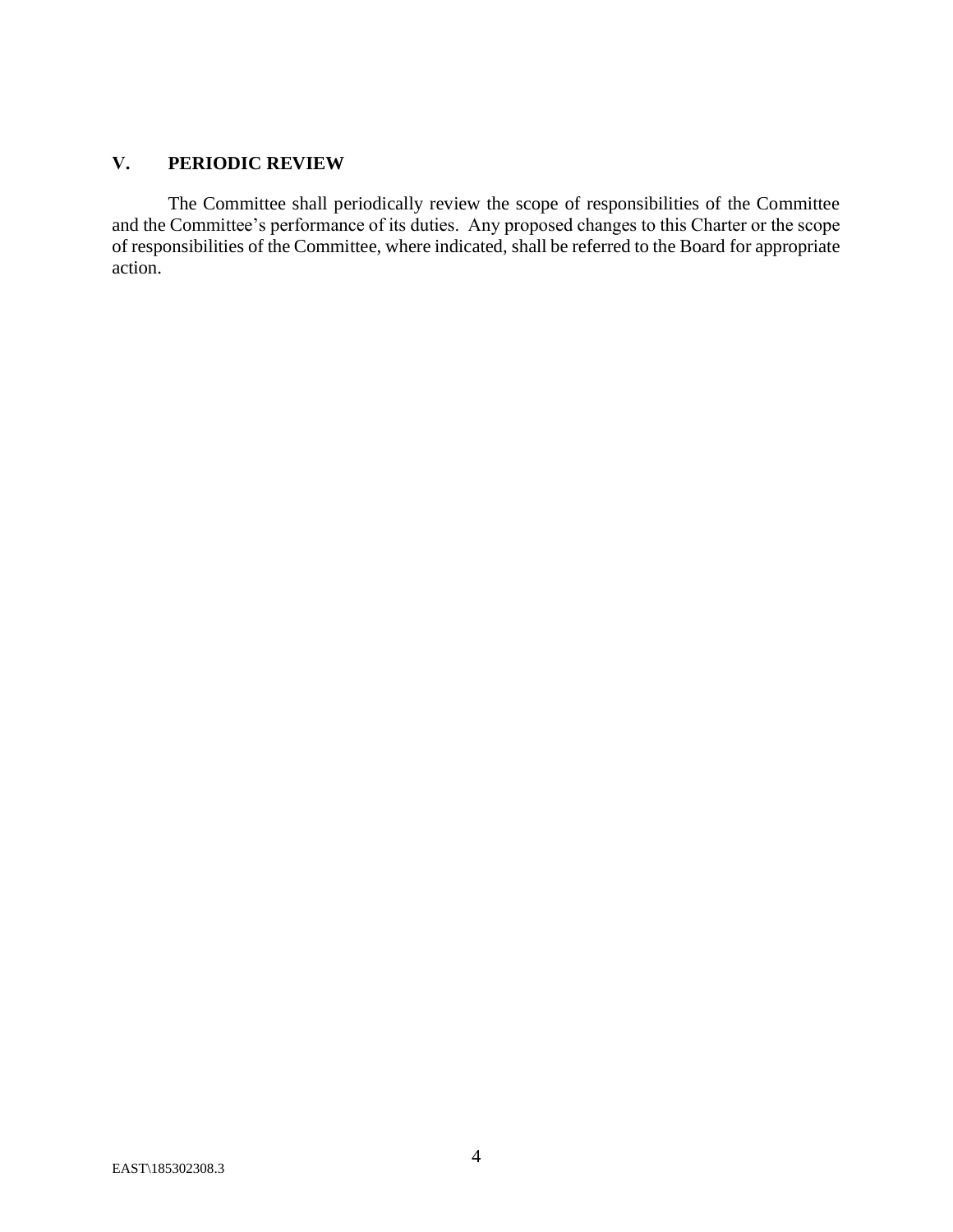## V. PERIODIC REVIEW

The Committee shall periodically review the scope of responsibilities of the Committee and the Committee's performance of its duties. Any proposed changes to this Charter or the scope of responsibilities of the Committee, where indicated, shall be referred to the Board for appropriate action.

EAST\185302308.3